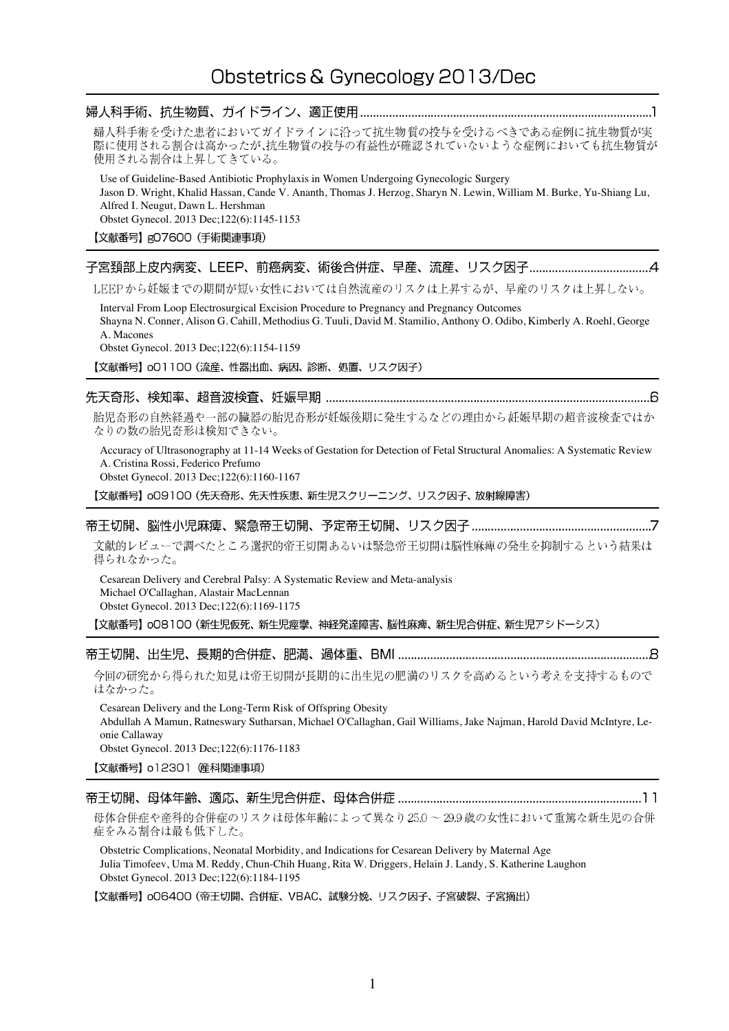# Obstetrics & Gynecology 2013/Dec

## 婦人科手術、抗生物質、ガイドライン、適正使用 ........................................................................................1

婦人科手術を受けた患者においてガイドラインに沿って抗生物質の投与を受けるべきである症例に抗生物質が実際に使用される割合は高かったが､抗生物質の投与の有益性が確認されていないような症例においても抗生物質が使用される割合は上昇してきている。

Use of Guideline-Based Antibiotic Prophylaxis in Women Undergoing Gynecologic Surgery
Jason D. Wright, Khalid Hassan, Cande V. Ananth, Thomas J. Herzog, Sharyn N. Lewin, William M. Burke, Yu-Shiang Lu, Alfred I. Neugut, Dawn L. Hershman
Obstet Gynecol. 2013 Dec;122(6):1145-1153

【文献番号】g07600（手術関連事項）

## 子宮頚部上皮内病変、LEEP、前癌病変、術後合併症、早産、流産、リスク因子.....................................4

LEEP から妊娠までの期間が短い女性においては自然流産のリスクは上昇するが、早産のリスクは上昇しない。

Interval From Loop Electrosurgical Excision Procedure to Pregnancy and Pregnancy Outcomes
Shayna N. Conner, Alison G. Cahill, Methodius G. Tuuli, David M. Stamilio, Anthony O. Odibo, Kimberly A. Roehl, George A. Macones
Obstet Gynecol. 2013 Dec;122(6):1154-1159

【文献番号】o01100（流産、性器出血、病因、診断、処置、リスク因子）

## 先天奇形、検知率、超音波検査、妊娠早期 ...................................................................................................6

胎児奇形の自然経過や一部の臓器の胎児奇形が妊娠後期に発生するなどの理由から妊娠早期の超音波検査ではかなりの数の胎児奇形は検知できない。

Accuracy of Ultrasonography at 11-14 Weeks of Gestation for Detection of Fetal Structural Anomalies: A Systematic Review
A. Cristina Rossi, Federico Prefumo
Obstet Gynecol. 2013 Dec;122(6):1160-1167

【文献番号】o09100（先天奇形、先天性疾患、新生児スクリーニング、リスク因子、放射線障害）

## 帝王切開、脳性小児麻痺、緊急帝王切開、予定帝王切開、リスク因子 .......................................................7

文献的レビューで調べたところ選択的帝王切開あるいは緊急帝王切開は脳性麻痺の発生を抑制するという結果は得られなかった。

Cesarean Delivery and Cerebral Palsy: A Systematic Review and Meta-analysis
Michael O'Callaghan, Alastair MacLennan
Obstet Gynecol. 2013 Dec;122(6):1169-1175

【文献番号】o08100（新生児仮死、新生児痙攣、神経発達障害、脳性麻痺、新生児合併症、新生児アシドーシス）

## 帝王切開、出生児、長期的合併症、肥満、過体重、BMI .............................................................................8

今回の研究から得られた知見は帝王切開が長期的に出生児の肥満のリスクを高めるという考えを支持するものではなかった。

Cesarean Delivery and the Long-Term Risk of Offspring Obesity
Abdullah A Mamun, Ratneswary Sutharsan, Michael O'Callaghan, Gail Williams, Jake Najman, Harold David McIntyre, Leonie Callaway
Obstet Gynecol. 2013 Dec;122(6):1176-1183

【文献番号】o12301 産科関連事項）

## 帝王切開、母体年齢、適応、新生児合併症、母体合併症 ...........................................................................11

母体合併症や産科的合併症のリスクは母体年齢によって異なり 25.0 ～ 29.9 歳の女性において重篤な新生児の合併症をみる割合は最も低下した。

Obstetric Complications, Neonatal Morbidity, and Indications for Cesarean Delivery by Maternal Age
Julia Timofeev, Uma M. Reddy, Chun-Chih Huang, Rita W. Driggers, Helain J. Landy, S. Katherine Laughon
Obstet Gynecol. 2013 Dec;122(6):1184-1195

【文献番号】o06400（帝王切開、合併症、VBAC、試験分娩、リスク因子、子宮破裂、子宮摘出）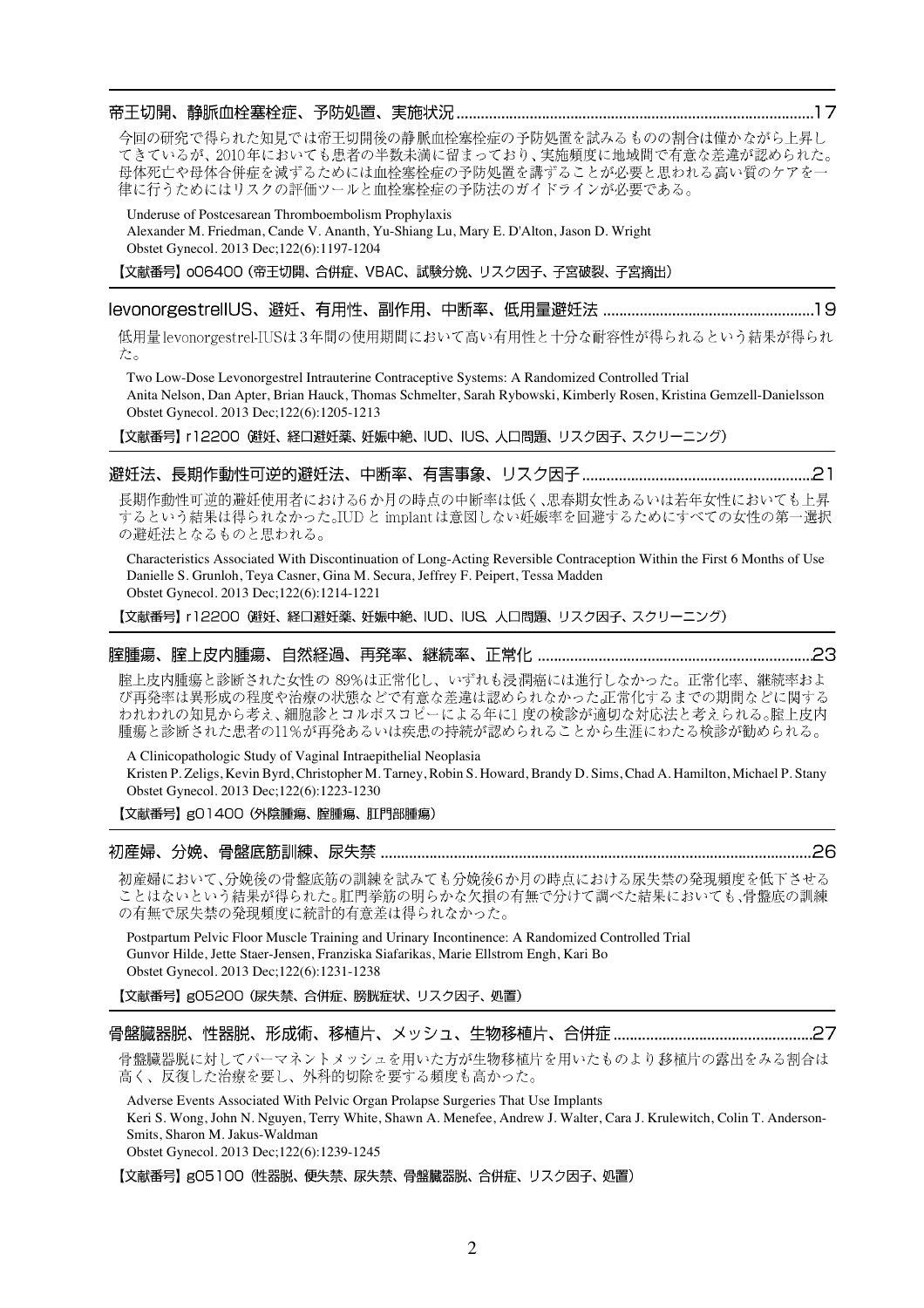## 帝王切開、静脈血栓塞栓症、予防処置、実施状況……17

今回の研究で得られた知見では帝王切開後の静脈血栓塞栓症の予防処置を試みるものの割合は僅かながら上昇してきているが、2010年においても患者の半数未満に留まっており、実施頻度に地域間で有意な差違が認められた。母体死亡や母体合併症を減ずるためには血栓塞栓症の予防処置を講ずることが必要と思われる高い質のケアを一律に行うためにはリスクの評価ツールと血栓塞栓症の予防法のガイドラインが必要である。

Underuse of Postcesarean Thromboembolism Prophylaxis
Alexander M. Friedman, Cande V. Ananth, Yu-Shiang Lu, Mary E. D'Alton, Jason D. Wright
Obstet Gynecol. 2013 Dec;122(6):1197-1204

【文献番号】o06400（帝王切開、合併症、VBAC、試験分娩、リスク因子、子宮破裂、子宮摘出）

## levonorgestrelIUS、避妊、有用性、副作用、中断率、低用量避妊法……19

低用量levonorgestrel-IUSは3年間の使用期間において高い有用性と十分な耐容性が得られるという結果が得られた。

Two Low-Dose Levonorgestrel Intrauterine Contraceptive Systems: A Randomized Controlled Trial
Anita Nelson, Dan Apter, Brian Hauck, Thomas Schmelter, Sarah Rybowski, Kimberly Rosen, Kristina Gemzell-Danielsson
Obstet Gynecol. 2013 Dec;122(6):1205-1213

【文献番号】r12200（避妊、経口避妊薬、妊娠中絶、IUD、IUS、人口問題、リスク因子、スクリーニング）

## 避妊法、長期作動性可逆的避妊法、中断率、有害事象、リスク因子……21

長期作動性可逆的避妊使用者における6か月の時点の中断率は低く、思春期女性あるいは若年女性においても上昇するという結果は得られなかった。IUDとimplantは意図しない妊娠率を回避するためにすべての女性の第一選択の避妊法となるものと思われる。

Characteristics Associated With Discontinuation of Long-Acting Reversible Contraception Within the First 6 Months of Use
Danielle S. Grunloh, Teya Casner, Gina M. Secura, Jeffrey F. Peipert, Tessa Madden
Obstet Gynecol. 2013 Dec;122(6):1214-1221

【文献番号】r12200（避妊、経口避妊薬、妊娠中絶、IUD、IUS、人口問題、リスク因子、スクリーニング）

## 膣腫瘍、膣上皮内腫瘍、自然経過、再発率、継続率、正常化……23

膣上皮内腫瘍と診断された女性の89%は正常化し、いずれも浸潤癌には進行しなかった。正常化率、継続率および再発率は異形成の程度や治療の状態などで有意な差違は認められなかった正常化するまでの期間などに関するわれわれの知見から考え、細胞診とコルポスコピーによる年に1度の検診が適切な対応法と考えられる。膣上皮内腫瘍と診断された患者の11%が再発あるいは疾患の持続が認められることから生涯にわたる検診が勧められる。

A Clinicopathologic Study of Vaginal Intraepithelial Neoplasia
Kristen P. Zeligs, Kevin Byrd, Christopher M. Tarney, Robin S. Howard, Brandy D. Sims, Chad A. Hamilton, Michael P. Stany
Obstet Gynecol. 2013 Dec;122(6):1223-1230

【文献番号】g01400（外陰腫瘍、膣腫瘍、肛門部腫瘍）

## 初産婦、分娩、骨盤底筋訓練、尿失禁……26

初産婦において、分娩後の骨盤底筋の訓練を試みても分娩後6か月の時点における尿失禁の発現頻度を低下させることはないという結果が得られた。肛門挙筋の明らかな欠損の有無で分けて調べた結果においても、骨盤底の訓練の有無で尿失禁の発現頻度に統計的有意差は得られなかった。

Postpartum Pelvic Floor Muscle Training and Urinary Incontinence: A Randomized Controlled Trial
Gunvor Hilde, Jette Staer-Jensen, Franziska Siafarikas, Marie Ellstrom Engh, Kari Bo
Obstet Gynecol. 2013 Dec;122(6):1231-1238

【文献番号】g05200（尿失禁、合併症、膀胱症状、リスク因子、処置）

## 骨盤臓器脱、性器脱、形成術、移植片、メッシュ、生物移植片、合併症……27

骨盤臓器脱に対してパーマネントメッシュを用いた方が生物移植片を用いたものより移植片の露出をみる割合は高く、反復した治療を要し、外科的切除を要する頻度も高かった。

Adverse Events Associated With Pelvic Organ Prolapse Surgeries That Use Implants
Keri S. Wong, John N. Nguyen, Terry White, Shawn A. Menefee, Andrew J. Walter, Cara J. Krulewitch, Colin T. Anderson-Smits, Sharon M. Jakus-Waldman
Obstet Gynecol. 2013 Dec;122(6):1239-1245

【文献番号】g05100（性器脱、便失禁、尿失禁、骨盤臓器脱、合併症、リスク因子、処置）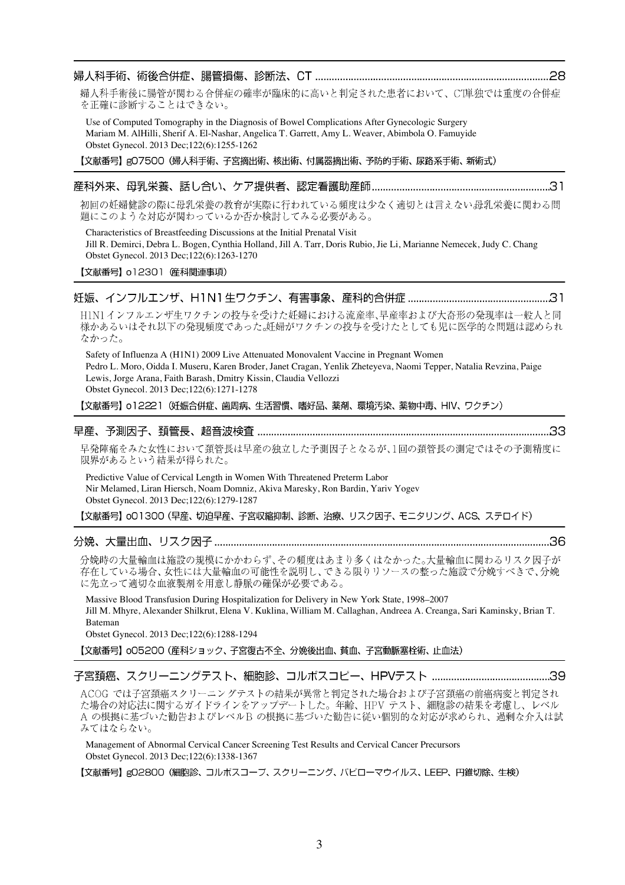## 婦人科手術、術後合併症、腸管損傷、診断法、CT ....................28

婦人科手術後に腸管が関わる合併症の確率が臨床的に高いと判定された患者において、CT単独では重度の合併症を正確に診断することはできない。

Use of Computed Tomography in the Diagnosis of Bowel Complications After Gynecologic Surgery
Mariam M. AlHilli, Sherif A. El-Nashar, Angelica T. Garrett, Amy L. Weaver, Abimbola O. Famuyide
Obstet Gynecol. 2013 Dec;122(6):1255-1262

【文献番号】g07500（婦人科手術、子宮摘出術、核出術、付属器摘出術、予防的手術、尿路系手術、新術式）

## 産科外来、母乳栄養、話し合い、ケア提供者、認定看護助産師....................31

初回の妊婦健診の際に母乳栄養の教育が実際に行われている頻度は少なく適切とは言えない母乳栄養に関わる問題にこのような対応が関わっているか否か検討してみる必要がある。

Characteristics of Breastfeeding Discussions at the Initial Prenatal Visit
Jill R. Demirci, Debra L. Bogen, Cynthia Holland, Jill A. Tarr, Doris Rubio, Jie Li, Marianne Nemecek, Judy C. Chang
Obstet Gynecol. 2013 Dec;122(6):1263-1270

【文献番号】o12301（産科関連事項）

## 妊娠、インフルエンザ、H1N1生ワクチン、有害事象、産科的合併症....................31

H1N1インフルエンザ生ワクチンの投与を受けた妊婦における流産率、早産率および大奇形の発現率は一般人と同様かあるいはそれ以下の発現頻度であった。妊婦がワクチンの投与を受けたとしても児に医学的な問題は認められなかった。

Safety of Influenza A (H1N1) 2009 Live Attenuated Monovalent Vaccine in Pregnant Women
Pedro L. Moro, Oidda I. Museru, Karen Broder, Janet Cragan, Yenlik Zheteyeva, Naomi Tepper, Natalia Revzina, Paige Lewis, Jorge Arana, Faith Barash, Dmitry Kissin, Claudia Vellozzi
Obstet Gynecol. 2013 Dec;122(6):1271-1278

【文献番号】o12221（妊娠合併症、歯周病、生活習慣、嗜好品、薬剤、環境汚染、薬物中毒、HIV、ワクチン）

## 早産、予測因子、頚管長、超音波検査....................33

早発陣痛をみた女性において頚管長は早産の独立した予測因子となるが、1回の頚管長の測定ではその予測精度に限界があるという結果が得られた。

Predictive Value of Cervical Length in Women With Threatened Preterm Labor
Nir Melamed, Liran Hiersch, Noam Domniz, Akiva Maresky, Ron Bardin, Yariv Yogev
Obstet Gynecol. 2013 Dec;122(6):1279-1287

【文献番号】o01300（早産、切迫早産、子宮収縮抑制、診断、治療、リスク因子、モニタリング、ACS、ステロイド）

## 分娩、大量出血、リスク因子....................36

分娩時の大量輸血は施設の規模にかかわらず、その頻度はあまり多くはなかった。大量輸血に関わるリスク因子が存在している場合、女性には大量輸血の可能性を説明し、できる限りリソースの整った施設で分娩すべきで、分娩に先立って適切な血液製剤を用意し静脈の確保が必要である。

Massive Blood Transfusion During Hospitalization for Delivery in New York State, 1998–2007
Jill M. Mhyre, Alexander Shilkrut, Elena V. Kuklina, William M. Callaghan, Andreea A. Creanga, Sari Kaminsky, Brian T. Bateman
Obstet Gynecol. 2013 Dec;122(6):1288-1294

【文献番号】o05200（産科ショック、子宮復古不全、分娩後出血、貧血、子宮動脈塞栓術、止血法）

## 子宮頚癌、スクリーニングテスト、細胞診、コルポスコピー、HPVテスト....................39

ACOG では子宮頚癌スクリーニングテストの結果が異常と判定された場合および子宮頚癌の前癌病変と判定された場合の対応法に関するガイドラインをアップデートした。年齢、HPV テスト、細胞診の結果を考慮し、レベル A の根拠に基づいた勧告およびレベル B の根拠に基づいた勧告に従い個別的な対応が求められ、過剰な介入は試みてはならない。

Management of Abnormal Cervical Cancer Screening Test Results and Cervical Cancer Precursors
Obstet Gynecol. 2013 Dec;122(6):1338-1367

【文献番号】g02800（細胞診、コルポスコープ、スクリーニング、パピローマウイルス、LEEP、円錐切除、生検）